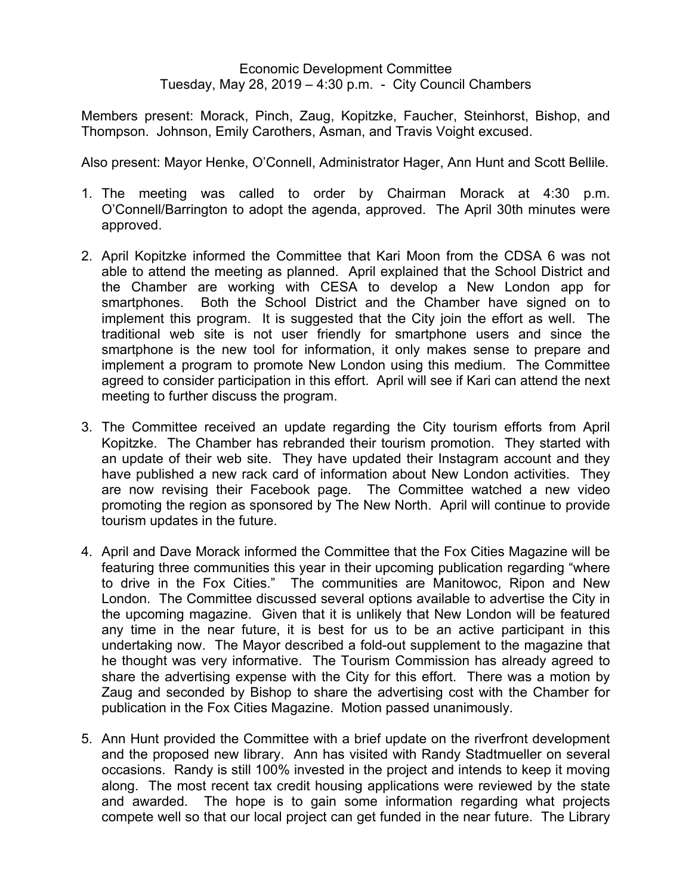Economic Development Committee
Tuesday, May 28, 2019 – 4:30 p.m. - City Council Chambers

Members present: Morack, Pinch, Zaug, Kopitzke, Faucher, Steinhorst, Bishop, and Thompson. Johnson, Emily Carothers, Asman, and Travis Voight excused.

Also present: Mayor Henke, O'Connell, Administrator Hager, Ann Hunt and Scott Bellile.

1. The meeting was called to order by Chairman Morack at 4:30 p.m. O'Connell/Barrington to adopt the agenda, approved. The April 30th minutes were approved.

2. April Kopitzke informed the Committee that Kari Moon from the CDSA 6 was not able to attend the meeting as planned. April explained that the School District and the Chamber are working with CESA to develop a New London app for smartphones. Both the School District and the Chamber have signed on to implement this program. It is suggested that the City join the effort as well. The traditional web site is not user friendly for smartphone users and since the smartphone is the new tool for information, it only makes sense to prepare and implement a program to promote New London using this medium. The Committee agreed to consider participation in this effort. April will see if Kari can attend the next meeting to further discuss the program.

3. The Committee received an update regarding the City tourism efforts from April Kopitzke. The Chamber has rebranded their tourism promotion. They started with an update of their web site. They have updated their Instagram account and they have published a new rack card of information about New London activities. They are now revising their Facebook page. The Committee watched a new video promoting the region as sponsored by The New North. April will continue to provide tourism updates in the future.

4. April and Dave Morack informed the Committee that the Fox Cities Magazine will be featuring three communities this year in their upcoming publication regarding "where to drive in the Fox Cities." The communities are Manitowoc, Ripon and New London. The Committee discussed several options available to advertise the City in the upcoming magazine. Given that it is unlikely that New London will be featured any time in the near future, it is best for us to be an active participant in this undertaking now. The Mayor described a fold-out supplement to the magazine that he thought was very informative. The Tourism Commission has already agreed to share the advertising expense with the City for this effort. There was a motion by Zaug and seconded by Bishop to share the advertising cost with the Chamber for publication in the Fox Cities Magazine. Motion passed unanimously.

5. Ann Hunt provided the Committee with a brief update on the riverfront development and the proposed new library. Ann has visited with Randy Stadtmueller on several occasions. Randy is still 100% invested in the project and intends to keep it moving along. The most recent tax credit housing applications were reviewed by the state and awarded. The hope is to gain some information regarding what projects compete well so that our local project can get funded in the near future. The Library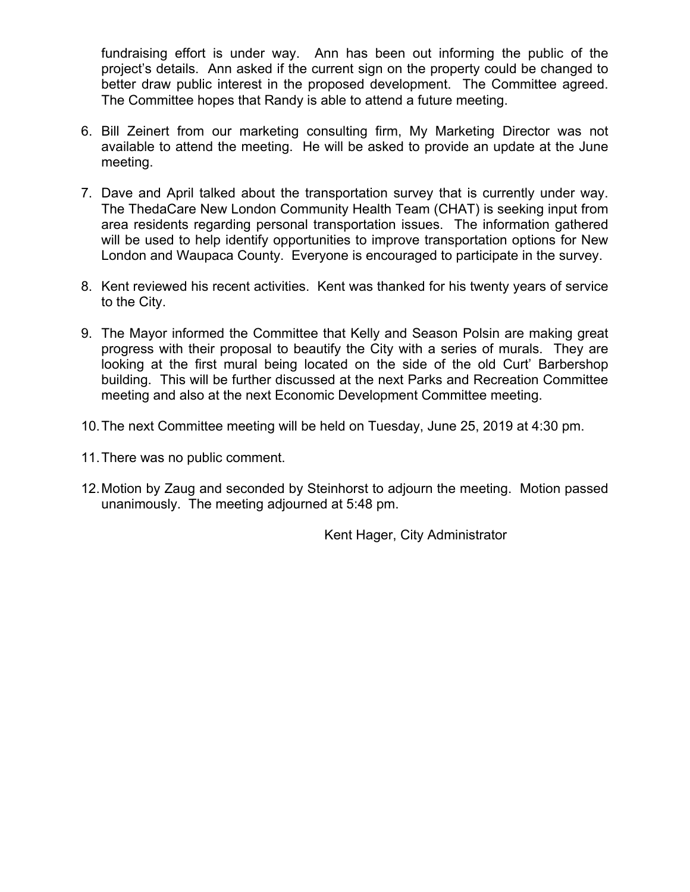fundraising effort is under way. Ann has been out informing the public of the project's details. Ann asked if the current sign on the property could be changed to better draw public interest in the proposed development. The Committee agreed. The Committee hopes that Randy is able to attend a future meeting.

6. Bill Zeinert from our marketing consulting firm, My Marketing Director was not available to attend the meeting. He will be asked to provide an update at the June meeting.

7. Dave and April talked about the transportation survey that is currently under way. The ThedaCare New London Community Health Team (CHAT) is seeking input from area residents regarding personal transportation issues. The information gathered will be used to help identify opportunities to improve transportation options for New London and Waupaca County. Everyone is encouraged to participate in the survey.

8. Kent reviewed his recent activities. Kent was thanked for his twenty years of service to the City.

9. The Mayor informed the Committee that Kelly and Season Polsin are making great progress with their proposal to beautify the City with a series of murals. They are looking at the first mural being located on the side of the old Curt' Barbershop building. This will be further discussed at the next Parks and Recreation Committee meeting and also at the next Economic Development Committee meeting.

10. The next Committee meeting will be held on Tuesday, June 25, 2019 at 4:30 pm.

11. There was no public comment.

12. Motion by Zaug and seconded by Steinhorst to adjourn the meeting. Motion passed unanimously. The meeting adjourned at 5:48 pm.

Kent Hager, City Administrator